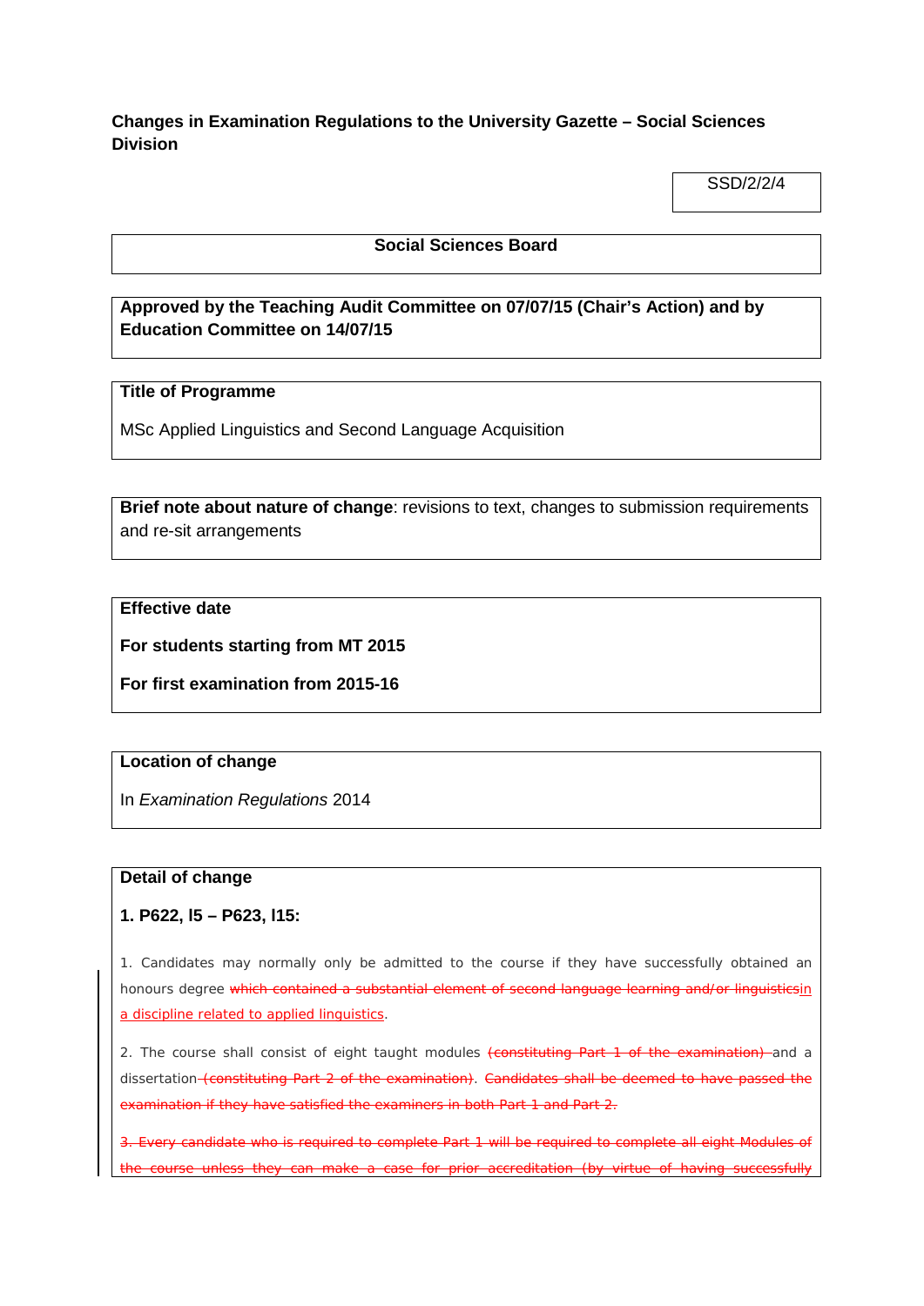**Changes in Examination Regulations to the University Gazette – Social Sciences Division**

SSD/2/2/4

**Social Sciences Board**

**Approved by the Teaching Audit Committee on 07/07/15 (Chair's Action) and by Education Committee on 14/07/15**

**Title of Programme**

MSc Applied Linguistics and Second Language Acquisition

**Brief note about nature of change**: revisions to text, changes to submission requirements and re-sit arrangements

**Effective date**

**For students starting from MT 2015**

**For first examination from 2015-16**

**Location of change**

In *Examination Regulations* 2014

**Detail of change**

**1. P622, l5 – P623, l15:**

1. Candidates may normally only be admitted to the course if they have successfully obtained an honours degree ~~which contained a substantial element of second language learning and/or linguistics~~<u>in a discipline related to applied linguistics</u>.

2. The course shall consist of eight taught modules ~~(constituting Part 1 of the examination)~~ and a dissertation ~~(constituting Part 2 of the examination). Candidates shall be deemed to have passed the examination if they have satisfied the examiners in both Part 1 and Part 2.~~

~~3. Every candidate who is required to complete Part 1 will be required to complete all eight Modules of the course unless they can make a case for prior accreditation (by virtue of having successfully~~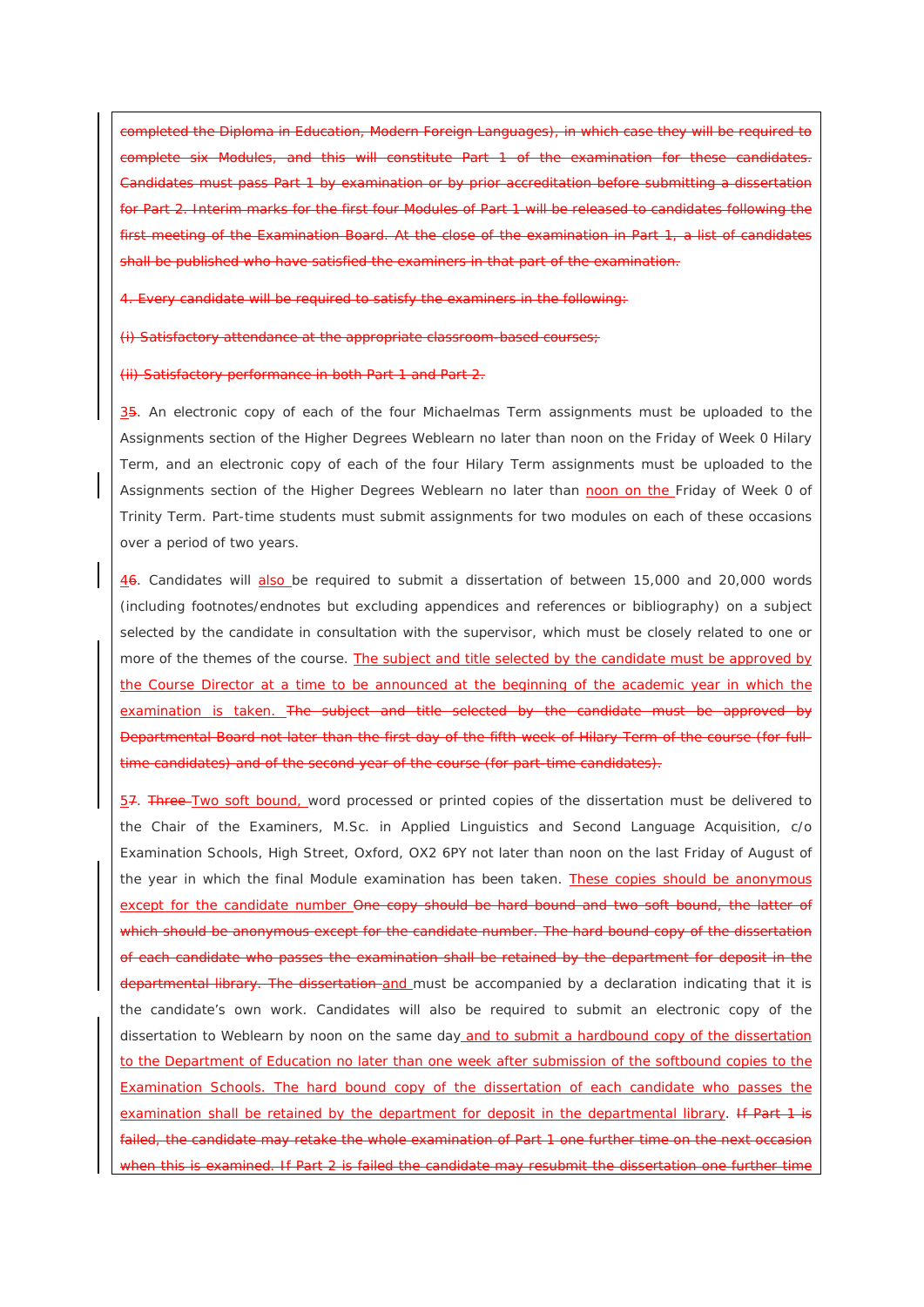~~completed the Diploma in Education, Modern Foreign Languages), in which case they will be required to complete six Modules, and this will constitute Part 1 of the examination for these candidates. Candidates must pass Part 1 by examination or by prior accreditation before submitting a dissertation for Part 2. Interim marks for the first four Modules of Part 1 will be released to candidates following the first meeting of the Examination Board. At the close of the examination in Part 1, a list of candidates shall be published who have satisfied the examiners in that part of the examination.~~

~~4. Every candidate will be required to satisfy the examiners in the following:~~

~~(i) Satisfactory attendance at the appropriate classroom-based courses;~~

~~(ii) Satisfactory performance in both Part 1 and Part 2.~~

<u>3</u>~~5~~. An electronic copy of each of the four Michaelmas Term assignments must be uploaded to the Assignments section of the Higher Degrees Weblearn no later than noon on the Friday of Week 0 Hilary Term, and an electronic copy of each of the four Hilary Term assignments must be uploaded to the Assignments section of the Higher Degrees Weblearn no later than <u>noon on the</u> Friday of Week 0 of Trinity Term. Part-time students must submit assignments for two modules on each of these occasions over a period of two years.

<u>4</u>~~6~~. Candidates will <u>also</u> be required to submit a dissertation of between 15,000 and 20,000 words (including footnotes/endnotes but excluding appendices and references or bibliography) on a subject selected by the candidate in consultation with the supervisor, which must be closely related to one or more of the themes of the course. <u>The subject and title selected by the candidate must be approved by the Course Director at a time to be announced at the beginning of the academic year in which the examination is taken.</u> ~~The subject and title selected by the candidate must be approved by Departmental Board not later than the first day of the fifth week of Hilary Term of the course (for full-time candidates) and of the second year of the course (for part-time candidates).~~

<u>5</u>~~7~~. ~~Three~~ <u>Two soft bound,</u> word processed or printed copies of the dissertation must be delivered to the Chair of the Examiners, M.Sc. in Applied Linguistics and Second Language Acquisition, c/o Examination Schools, High Street, Oxford, OX2 6PY not later than noon on the last Friday of August of the year in which the final Module examination has been taken. <u>These copies should be anonymous except for the candidate number</u> ~~One copy should be hard bound and two soft bound, the latter of which should be anonymous except for the candidate number. The hard bound copy of the dissertation of each candidate who passes the examination shall be retained by the department for deposit in the departmental library. The dissertation~~ <u>and</u> must be accompanied by a declaration indicating that it is the candidate's own work. Candidates will also be required to submit an electronic copy of the dissertation to Weblearn by noon on the same day <u>and to submit a hardbound copy of the dissertation to the Department of Education no later than one week after submission of the softbound copies to the Examination Schools. The hard bound copy of the dissertation of each candidate who passes the examination shall be retained by the department for deposit in the departmental library</u>. ~~If Part 1 is failed, the candidate may retake the whole examination of Part 1 one further time on the next occasion when this is examined. If Part 2 is failed the candidate may resubmit the dissertation one further time~~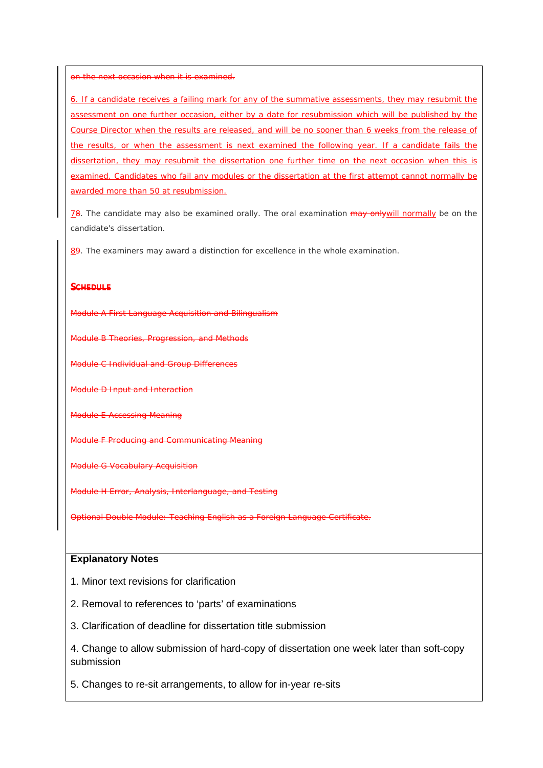~~on the next occasion when it is examined.~~

6. If a candidate receives a failing mark for any of the summative assessments, they may resubmit the assessment on one further occasion, either by a date for resubmission which will be published by the Course Director when the results are released, and will be no sooner than 6 weeks from the release of the results, or when the assessment is next examined the following year. If a candidate fails the dissertation, they may resubmit the dissertation one further time on the next occasion when this is examined. Candidates who fail any modules or the dissertation at the first attempt cannot normally be awarded more than 50 at resubmission.

7~~8~~. The candidate may also be examined orally. The oral examination ~~may only~~will normally be on the candidate's dissertation.

8~~9~~. The examiners may award a distinction for excellence in the whole examination.

~~**SCHEDULE**~~

~~Module A First Language Acquisition and Bilingualism~~

~~Module B Theories, Progression, and Methods~~

~~Module C Individual and Group Differences~~

~~Module D Input and Interaction~~

~~Module E Accessing Meaning~~

~~Module F Producing and Communicating Meaning~~

~~Module G Vocabulary Acquisition~~

~~Module H Error, Analysis, Interlanguage, and Testing~~

~~Optional Double Module: Teaching English as a Foreign Language Certificate.~~

**Explanatory Notes**

1. Minor text revisions for clarification

2. Removal to references to 'parts' of examinations

3. Clarification of deadline for dissertation title submission

4. Change to allow submission of hard-copy of dissertation one week later than soft-copy submission

5. Changes to re-sit arrangements, to allow for in-year re-sits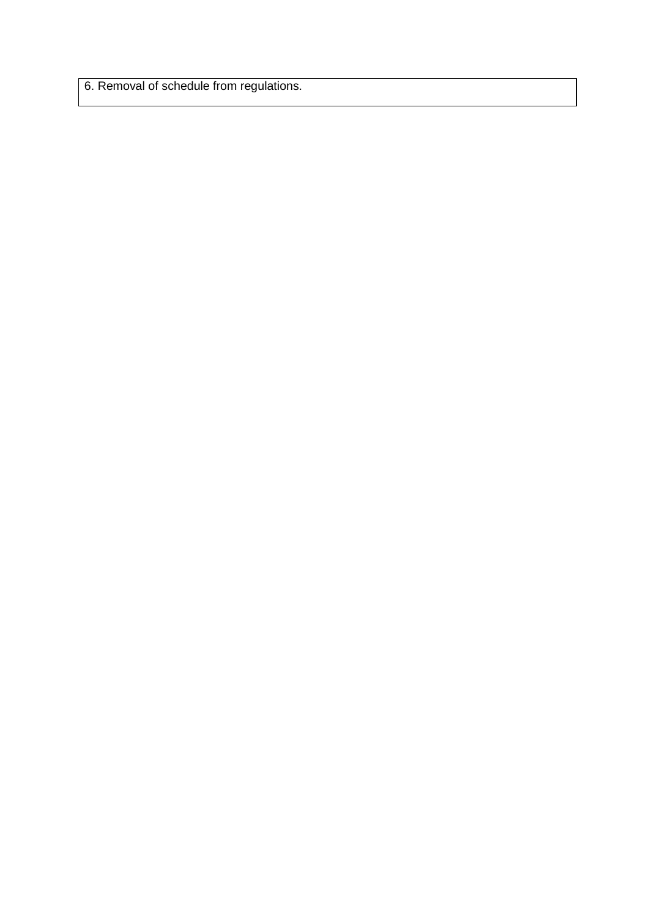| 6. Removal of schedule from regulations. |
| --- |